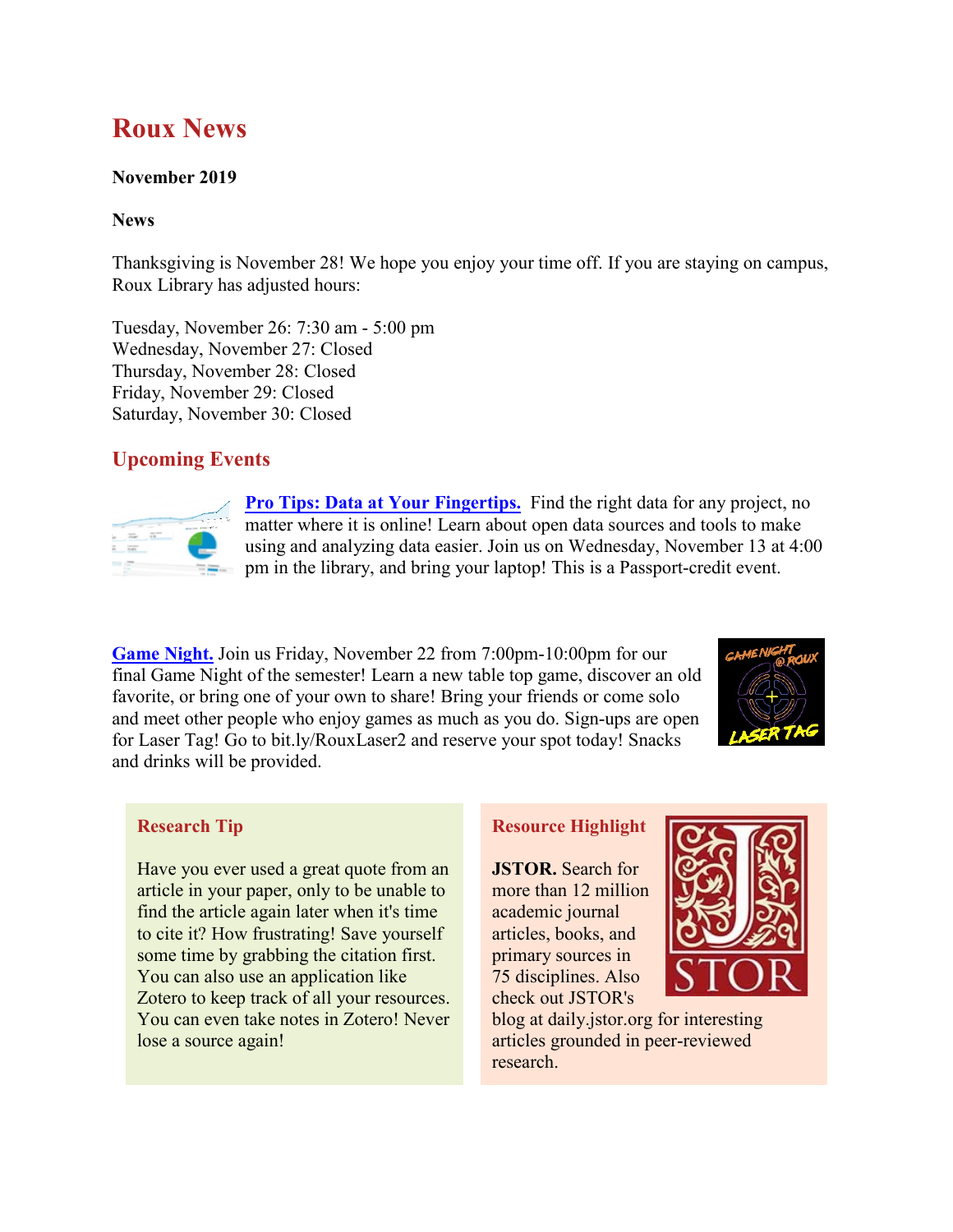# Roux News

**November 2019**

**News**

Thanksgiving is November 28! We hope you enjoy your time off. If you are staying on campus, Roux Library has adjusted hours:

Tuesday, November 26: 7:30 am - 5:00 pm
Wednesday, November 27: Closed
Thursday, November 28: Closed
Friday, November 29: Closed
Saturday, November 30: Closed

## Upcoming Events

**Pro Tips: Data at Your Fingertips.** Find the right data for any project, no matter where it is online! Learn about open data sources and tools to make using and analyzing data easier. Join us on Wednesday, November 13 at 4:00 pm in the library, and bring your laptop! This is a Passport-credit event.

**Game Night.** Join us Friday, November 22 from 7:00pm-10:00pm for our final Game Night of the semester! Learn a new table top game, discover an old favorite, or bring one of your own to share! Bring your friends or come solo and meet other people who enjoy games as much as you do. Sign-ups are open for Laser Tag! Go to bit.ly/RouxLaser2 and reserve your spot today! Snacks and drinks will be provided.

### Research Tip

Have you ever used a great quote from an article in your paper, only to be unable to find the article again later when it's time to cite it? How frustrating! Save yourself some time by grabbing the citation first. You can also use an application like Zotero to keep track of all your resources. You can even take notes in Zotero! Never lose a source again!

### Resource Highlight

**JSTOR.** Search for more than 12 million academic journal articles, books, and primary sources in 75 disciplines. Also check out JSTOR's blog at daily.jstor.org for interesting articles grounded in peer-reviewed research.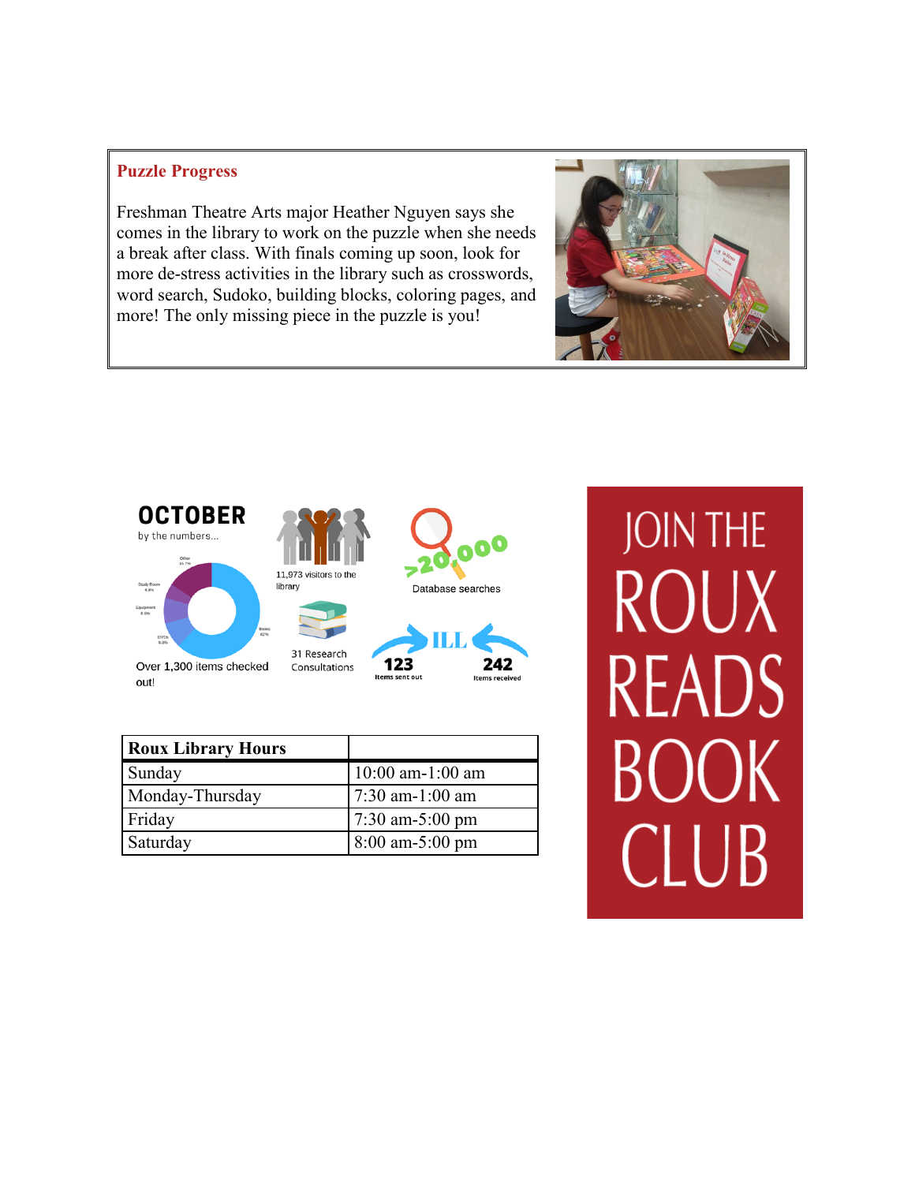## Puzzle Progress

Freshman Theatre Arts major Heather Nguyen says she comes in the library to work on the puzzle when she needs a break after class. With finals coming up soon, look for more de-stress activities in the library such as crosswords, word search, Sudoko, building blocks, coloring pages, and more! The only missing piece in the puzzle is you!

**OCTOBER**

by the numbers...

Other 15.7%

Study Room 4.9%

Equipment 8.5%

DVDs 8.8%

Books 62%

Over 1,300 items checked out!

11,973 visitors to the library

31 Research Consultations

>20,000

Database searches

ILL

123

Items sent out

242

Items received

| Roux Library Hours | |
|---|---|
| Sunday | 10:00 am-1:00 am |
| Monday-Thursday | 7:30 am-1:00 am |
| Friday | 7:30 am-5:00 pm |
| Saturday | 8:00 am-5:00 pm |

JOIN THE ROUX READS BOOK CLUB